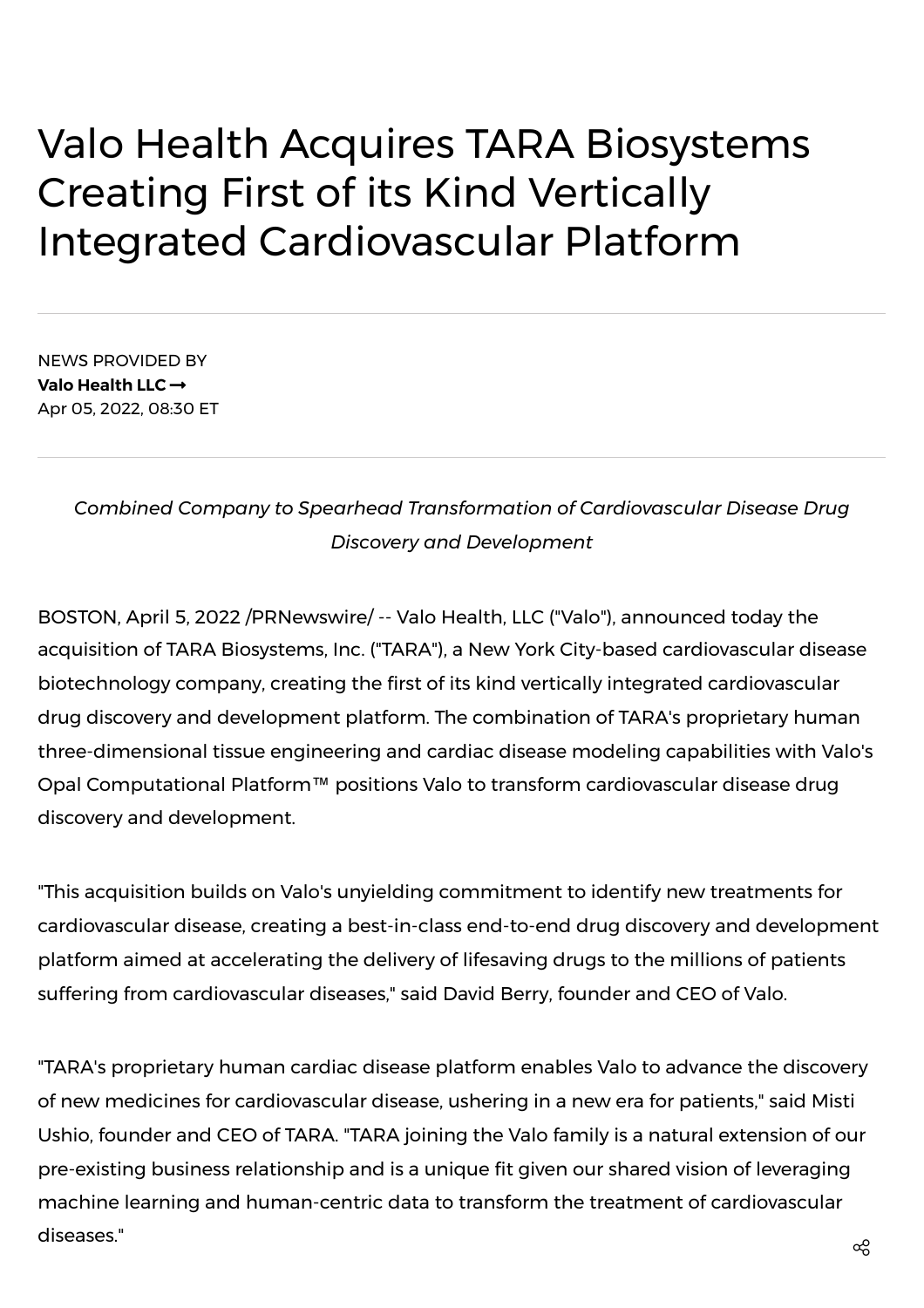# Valo Health Acquires TARA Biosystems Creating First of its Kind Vertically Integrated Cardiovascular Platform

NEWS PROVIDED BY
**Valo Health LLC →**
Apr 05, 2022, 08:30 ET

*Combined Company to Spearhead Transformation of Cardiovascular Disease Drug Discovery and Development*

BOSTON, April 5, 2022 /PRNewswire/ -- Valo Health, LLC ("Valo"), announced today the acquisition of TARA Biosystems, Inc. ("TARA"), a New York City-based cardiovascular disease biotechnology company, creating the first of its kind vertically integrated cardiovascular drug discovery and development platform. The combination of TARA's proprietary human three-dimensional tissue engineering and cardiac disease modeling capabilities with Valo's Opal Computational Platform™ positions Valo to transform cardiovascular disease drug discovery and development.

"This acquisition builds on Valo's unyielding commitment to identify new treatments for cardiovascular disease, creating a best-in-class end-to-end drug discovery and development platform aimed at accelerating the delivery of lifesaving drugs to the millions of patients suffering from cardiovascular diseases," said David Berry, founder and CEO of Valo.

"TARA's proprietary human cardiac disease platform enables Valo to advance the discovery of new medicines for cardiovascular disease, ushering in a new era for patients," said Misti Ushio, founder and CEO of TARA. "TARA joining the Valo family is a natural extension of our pre-existing business relationship and is a unique fit given our shared vision of leveraging machine learning and human-centric data to transform the treatment of cardiovascular diseases."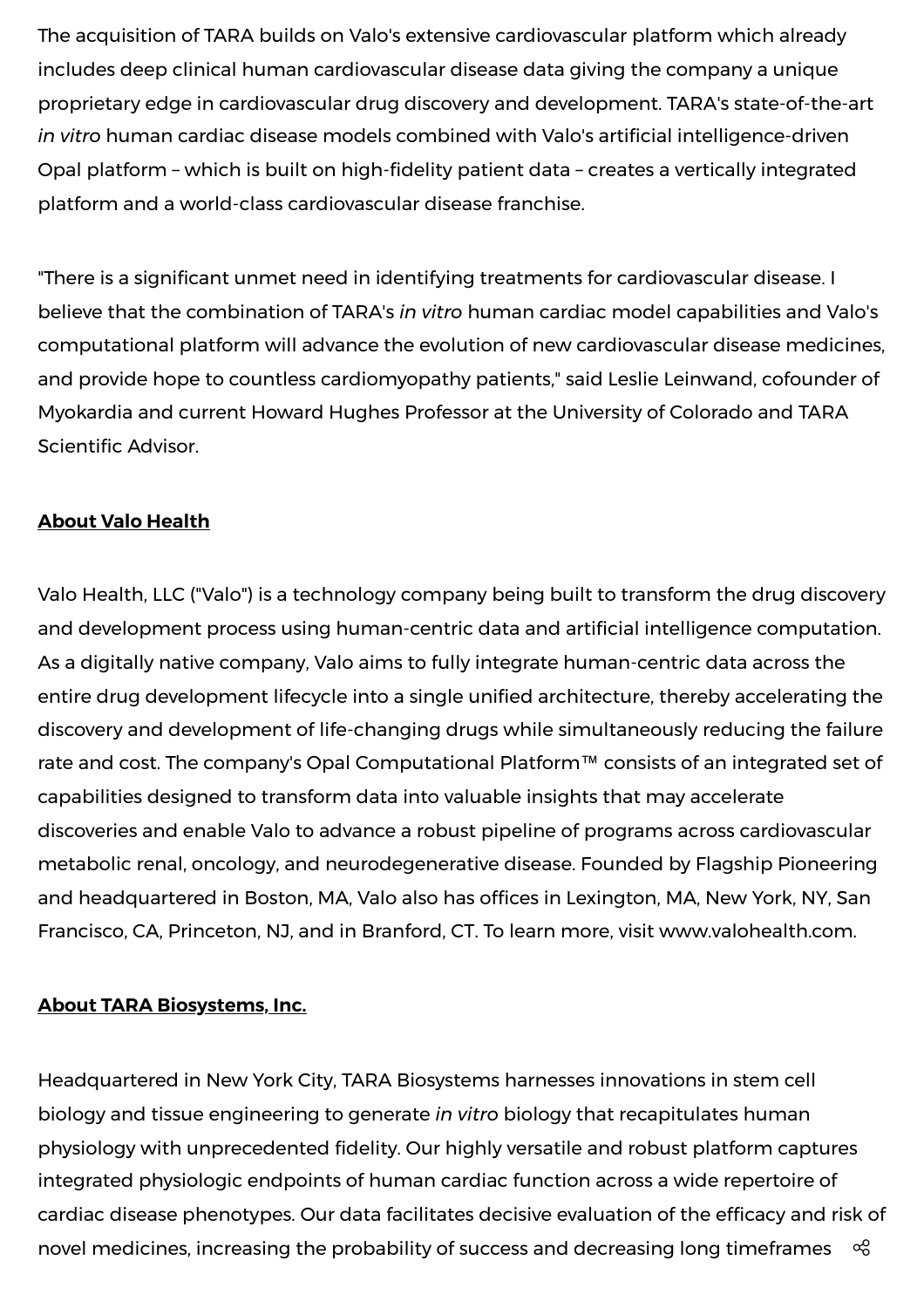The acquisition of TARA builds on Valo's extensive cardiovascular platform which already includes deep clinical human cardiovascular disease data giving the company a unique proprietary edge in cardiovascular drug discovery and development. TARA's state-of-the-art *in vitro* human cardiac disease models combined with Valo's artificial intelligence-driven Opal platform – which is built on high-fidelity patient data – creates a vertically integrated platform and a world-class cardiovascular disease franchise.

"There is a significant unmet need in identifying treatments for cardiovascular disease. I believe that the combination of TARA's *in vitro* human cardiac model capabilities and Valo's computational platform will advance the evolution of new cardiovascular disease medicines, and provide hope to countless cardiomyopathy patients," said Leslie Leinwand, cofounder of Myokardia and current Howard Hughes Professor at the University of Colorado and TARA Scientific Advisor.

**About Valo Health**

Valo Health, LLC ("Valo") is a technology company being built to transform the drug discovery and development process using human-centric data and artificial intelligence computation. As a digitally native company, Valo aims to fully integrate human-centric data across the entire drug development lifecycle into a single unified architecture, thereby accelerating the discovery and development of life-changing drugs while simultaneously reducing the failure rate and cost. The company's Opal Computational Platform™ consists of an integrated set of capabilities designed to transform data into valuable insights that may accelerate discoveries and enable Valo to advance a robust pipeline of programs across cardiovascular metabolic renal, oncology, and neurodegenerative disease. Founded by Flagship Pioneering and headquartered in Boston, MA, Valo also has offices in Lexington, MA, New York, NY, San Francisco, CA, Princeton, NJ, and in Branford, CT. To learn more, visit www.valohealth.com.

**About TARA Biosystems, Inc.**

Headquartered in New York City, TARA Biosystems harnesses innovations in stem cell biology and tissue engineering to generate *in vitro* biology that recapitulates human physiology with unprecedented fidelity. Our highly versatile and robust platform captures integrated physiologic endpoints of human cardiac function across a wide repertoire of cardiac disease phenotypes. Our data facilitates decisive evaluation of the efficacy and risk of novel medicines, increasing the probability of success and decreasing long timeframes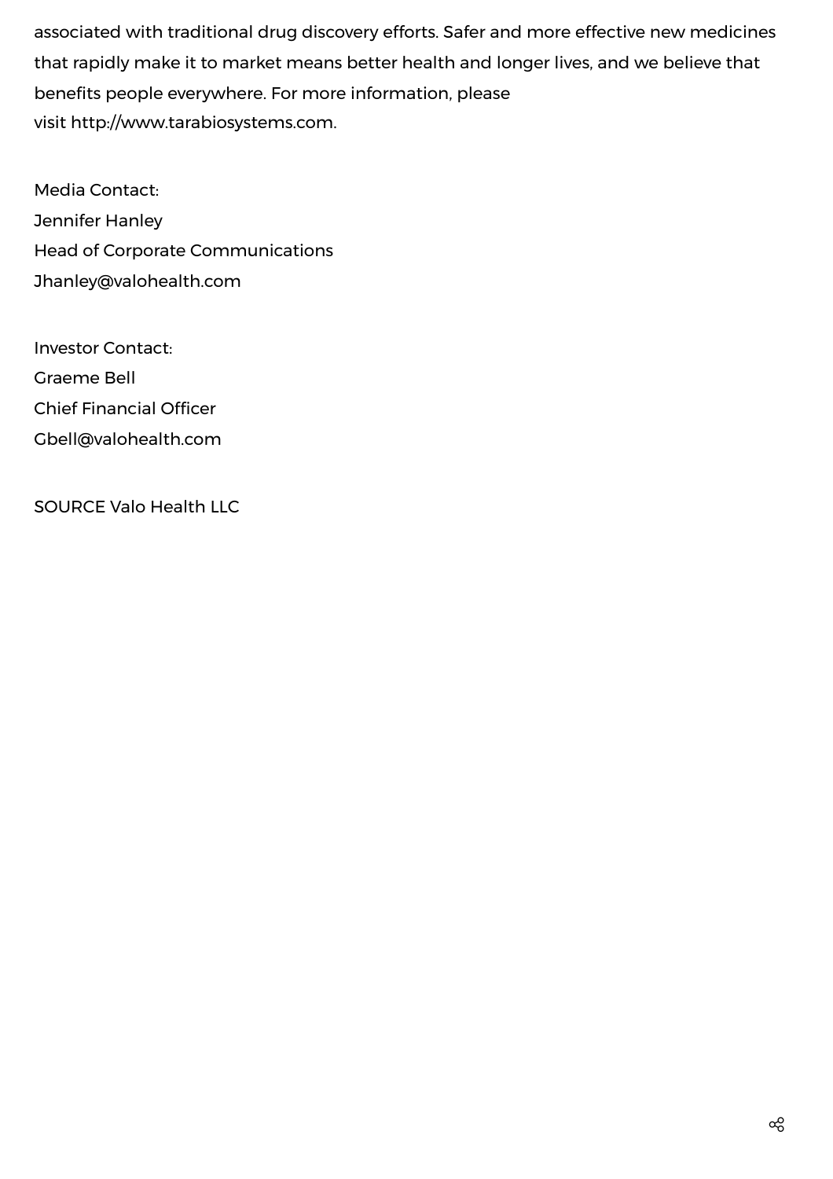associated with traditional drug discovery efforts. Safer and more effective new medicines that rapidly make it to market means better health and longer lives, and we believe that benefits people everywhere. For more information, please visit http://www.tarabiosystems.com.

Media Contact:
Jennifer Hanley
Head of Corporate Communications
Jhanley@valohealth.com

Investor Contact:
Graeme Bell
Chief Financial Officer
Gbell@valohealth.com

SOURCE Valo Health LLC